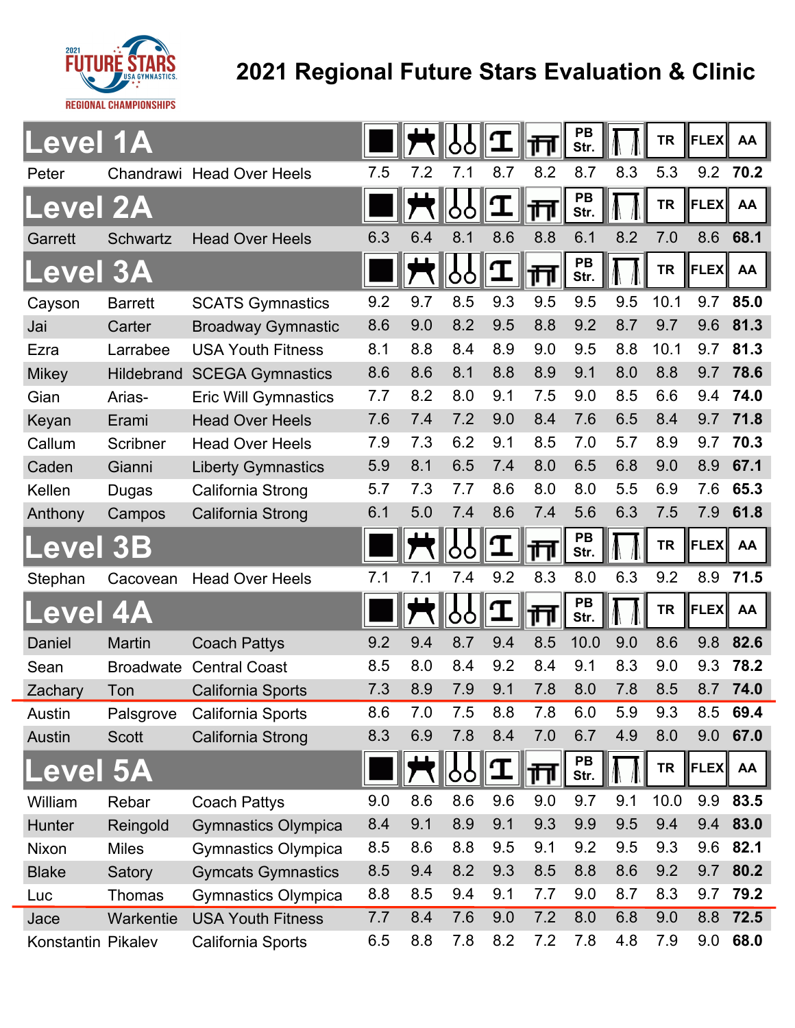# 2021 Regional Future Stars Evaluation & Clinic

2021 FUTURE STARS USA GYMNASTICS REGIONAL CHAMPIONSHIPS

## Level 1A

| First | Last | Club | Floor | Pommel | Rings | Vault | P-Bars | PB Str. | High Bar | TR | FLEX | AA |
|---|---|---|---|---|---|---|---|---|---|---|---|---|
| Peter | Chandrawi | Head Over Heels | 7.5 | 7.2 | 7.1 | 8.7 | 8.2 | 8.7 | 8.3 | 5.3 | 9.2 | **70.2** |

## Level 2A

| First | Last | Club | Floor | Pommel | Rings | Vault | P-Bars | PB Str. | High Bar | TR | FLEX | AA |
|---|---|---|---|---|---|---|---|---|---|---|---|---|
| Garrett | Schwartz | Head Over Heels | 6.3 | 6.4 | 8.1 | 8.6 | 8.8 | 6.1 | 8.2 | 7.0 | 8.6 | **68.1** |

## Level 3A

| First | Last | Club | Floor | Pommel | Rings | Vault | P-Bars | PB Str. | High Bar | TR | FLEX | AA |
|---|---|---|---|---|---|---|---|---|---|---|---|---|
| Cayson | Barrett | SCATS Gymnastics | 9.2 | 9.7 | 8.5 | 9.3 | 9.5 | 9.5 | 9.5 | 10.1 | 9.7 | **85.0** |
| Jai | Carter | Broadway Gymnastic | 8.6 | 9.0 | 8.2 | 9.5 | 8.8 | 9.2 | 8.7 | 9.7 | 9.6 | **81.3** |
| Ezra | Larrabee | USA Youth Fitness | 8.1 | 8.8 | 8.4 | 8.9 | 9.0 | 9.5 | 8.8 | 10.1 | 9.7 | **81.3** |
| Mikey | Hildebrand | SCEGA Gymnastics | 8.6 | 8.6 | 8.1 | 8.8 | 8.9 | 9.1 | 8.0 | 8.8 | 9.7 | **78.6** |
| Gian | Arias- | Eric Will Gymnastics | 7.7 | 8.2 | 8.0 | 9.1 | 7.5 | 9.0 | 8.5 | 6.6 | 9.4 | **74.0** |
| Keyan | Erami | Head Over Heels | 7.6 | 7.4 | 7.2 | 9.0 | 8.4 | 7.6 | 6.5 | 8.4 | 9.7 | **71.8** |
| Callum | Scribner | Head Over Heels | 7.9 | 7.3 | 6.2 | 9.1 | 8.5 | 7.0 | 5.7 | 8.9 | 9.7 | **70.3** |
| Caden | Gianni | Liberty Gymnastics | 5.9 | 8.1 | 6.5 | 7.4 | 8.0 | 6.5 | 6.8 | 9.0 | 8.9 | **67.1** |
| Kellen | Dugas | California Strong | 5.7 | 7.3 | 7.7 | 8.6 | 8.0 | 8.0 | 5.5 | 6.9 | 7.6 | **65.3** |
| Anthony | Campos | California Strong | 6.1 | 5.0 | 7.4 | 8.6 | 7.4 | 5.6 | 6.3 | 7.5 | 7.9 | **61.8** |

## Level 3B

| First | Last | Club | Floor | Pommel | Rings | Vault | P-Bars | PB Str. | High Bar | TR | FLEX | AA |
|---|---|---|---|---|---|---|---|---|---|---|---|---|
| Stephan | Cacovean | Head Over Heels | 7.1 | 7.1 | 7.4 | 9.2 | 8.3 | 8.0 | 6.3 | 9.2 | 8.9 | **71.5** |

## Level 4A

| First | Last | Club | Floor | Pommel | Rings | Vault | P-Bars | PB Str. | High Bar | TR | FLEX | AA |
|---|---|---|---|---|---|---|---|---|---|---|---|---|
| Daniel | Martin | Coach Pattys | 9.2 | 9.4 | 8.7 | 9.4 | 8.5 | 10.0 | 9.0 | 8.6 | 9.8 | **82.6** |
| Sean | Broadwate | Central Coast | 8.5 | 8.0 | 8.4 | 9.2 | 8.4 | 9.1 | 8.3 | 9.0 | 9.3 | **78.2** |
| Zachary | Ton | California Sports | 7.3 | 8.9 | 7.9 | 9.1 | 7.8 | 8.0 | 7.8 | 8.5 | 8.7 | **74.0** |
| Austin | Palsgrove | California Sports | 8.6 | 7.0 | 7.5 | 8.8 | 7.8 | 6.0 | 5.9 | 9.3 | 8.5 | **69.4** |
| Austin | Scott | California Strong | 8.3 | 6.9 | 7.8 | 8.4 | 7.0 | 6.7 | 4.9 | 8.0 | 9.0 | **67.0** |

## Level 5A

| First | Last | Club | Floor | Pommel | Rings | Vault | P-Bars | PB Str. | High Bar | TR | FLEX | AA |
|---|---|---|---|---|---|---|---|---|---|---|---|---|
| William | Rebar | Coach Pattys | 9.0 | 8.6 | 8.6 | 9.6 | 9.0 | 9.7 | 9.1 | 10.0 | 9.9 | **83.5** |
| Hunter | Reingold | Gymnastics Olympica | 8.4 | 9.1 | 8.9 | 9.1 | 9.3 | 9.9 | 9.5 | 9.4 | 9.4 | **83.0** |
| Nixon | Miles | Gymnastics Olympica | 8.5 | 8.6 | 8.8 | 9.5 | 9.1 | 9.2 | 9.5 | 9.3 | 9.6 | **82.1** |
| Blake | Satory | Gymcats Gymnastics | 8.5 | 9.4 | 8.2 | 9.3 | 8.5 | 8.8 | 8.6 | 9.2 | 9.7 | **80.2** |
| Luc | Thomas | Gymnastics Olympica | 8.8 | 8.5 | 9.4 | 9.1 | 7.7 | 9.0 | 8.7 | 8.3 | 9.7 | **79.2** |
| Jace | Warkentie | USA Youth Fitness | 7.7 | 8.4 | 7.6 | 9.0 | 7.2 | 8.0 | 6.8 | 9.0 | 8.8 | **72.5** |
| Konstantin | Pikalev | California Sports | 6.5 | 8.8 | 7.8 | 8.2 | 7.2 | 7.8 | 4.8 | 7.9 | 9.0 | **68.0** |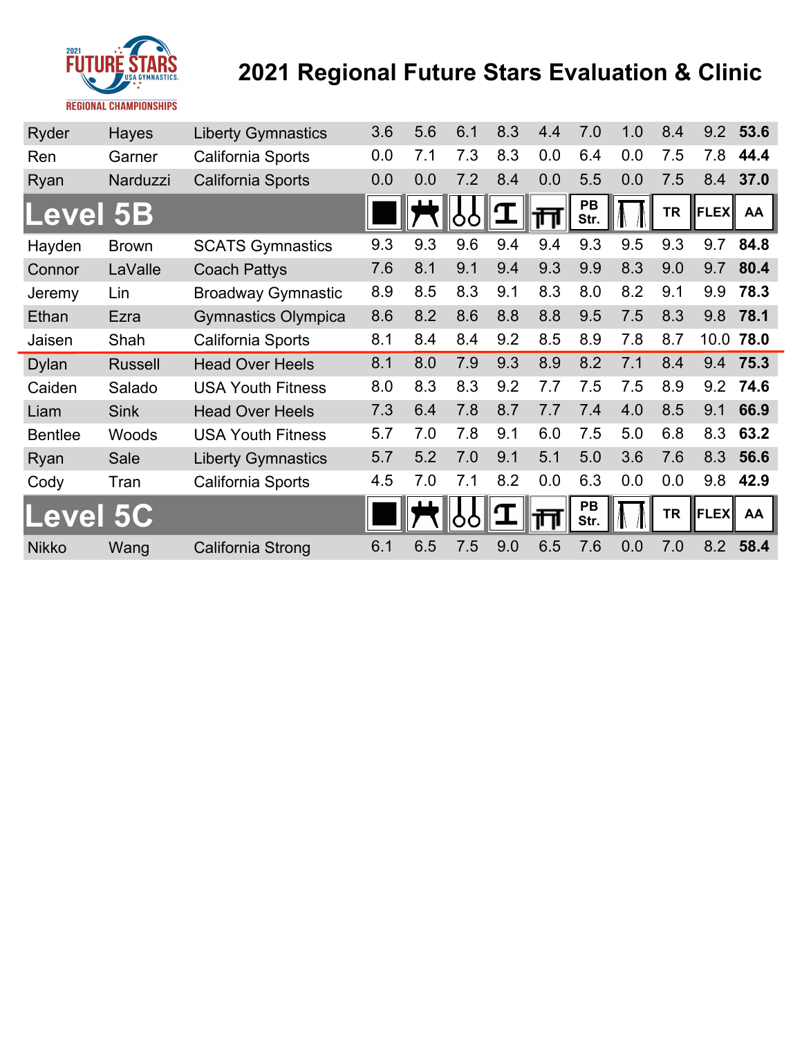# 2021 Regional Future Stars Evaluation & Clinic

| | | | | | | | | | | | |
|---|---|---|---|---|---|---|---|---|---|---|---|
| Ryder | Hayes | Liberty Gymnastics | 3.6 | 5.6 | 6.1 | 8.3 | 4.4 | 7.0 | 1.0 | 8.4 | 9.2 | **53.6** |
| Ren | Garner | California Sports | 0.0 | 7.1 | 7.3 | 8.3 | 0.0 | 6.4 | 0.0 | 7.5 | 7.8 | **44.4** |
| Ryan | Narduzzi | California Sports | 0.0 | 0.0 | 7.2 | 8.4 | 0.0 | 5.5 | 0.0 | 7.5 | 8.4 | **37.0** |

## Level 5B

| | | | | | | | | PB Str. | | TR | FLEX | AA |
|---|---|---|---|---|---|---|---|---|---|---|---|---|
| Hayden | Brown | SCATS Gymnastics | 9.3 | 9.3 | 9.6 | 9.4 | 9.4 | 9.3 | 9.5 | 9.3 | 9.7 | **84.8** |
| Connor | LaValle | Coach Pattys | 7.6 | 8.1 | 9.1 | 9.4 | 9.3 | 9.9 | 8.3 | 9.0 | 9.7 | **80.4** |
| Jeremy | Lin | Broadway Gymnastic | 8.9 | 8.5 | 8.3 | 9.1 | 8.3 | 8.0 | 8.2 | 9.1 | 9.9 | **78.3** |
| Ethan | Ezra | Gymnastics Olympica | 8.6 | 8.2 | 8.6 | 8.8 | 8.8 | 9.5 | 7.5 | 8.3 | 9.8 | **78.1** |
| Jaisen | Shah | California Sports | 8.1 | 8.4 | 8.4 | 9.2 | 8.5 | 8.9 | 7.8 | 8.7 | 10.0 | **78.0** |
| Dylan | Russell | Head Over Heels | 8.1 | 8.0 | 7.9 | 9.3 | 8.9 | 8.2 | 7.1 | 8.4 | 9.4 | **75.3** |
| Caiden | Salado | USA Youth Fitness | 8.0 | 8.3 | 8.3 | 9.2 | 7.7 | 7.5 | 7.5 | 8.9 | 9.2 | **74.6** |
| Liam | Sink | Head Over Heels | 7.3 | 6.4 | 7.8 | 8.7 | 7.7 | 7.4 | 4.0 | 8.5 | 9.1 | **66.9** |
| Bentlee | Woods | USA Youth Fitness | 5.7 | 7.0 | 7.8 | 9.1 | 6.0 | 7.5 | 5.0 | 6.8 | 8.3 | **63.2** |
| Ryan | Sale | Liberty Gymnastics | 5.7 | 5.2 | 7.0 | 9.1 | 5.1 | 5.0 | 3.6 | 7.6 | 8.3 | **56.6** |
| Cody | Tran | California Sports | 4.5 | 7.0 | 7.1 | 8.2 | 0.0 | 6.3 | 0.0 | 0.0 | 9.8 | **42.9** |

## Level 5C

| | | | | | | | | PB Str. | | TR | FLEX | AA |
|---|---|---|---|---|---|---|---|---|---|---|---|---|
| Nikko | Wang | California Strong | 6.1 | 6.5 | 7.5 | 9.0 | 6.5 | 7.6 | 0.0 | 7.0 | 8.2 | **58.4** |